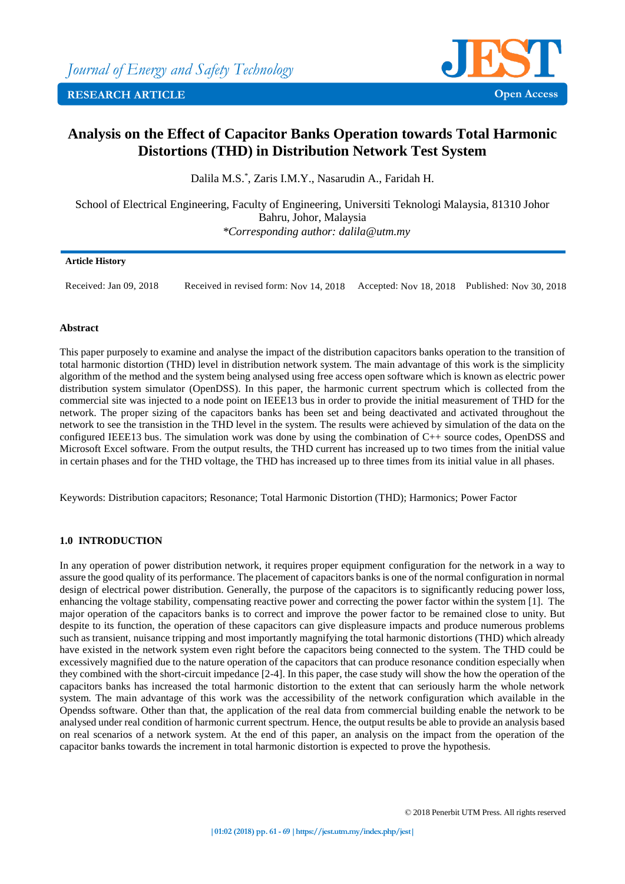Journal of Energy and Safety Technology

**RESEARCH ARTICLE**

Open Access

# Analysis on the Effect of Capacitor Banks Operation towards Total Harmonic Distortions (THD) in Distribution Network Test System

Dalila M.S.*, Zaris I.M.Y., Nasarudin A., Faridah H.

School of Electrical Engineering, Faculty of Engineering, Universiti Teknologi Malaysia, 81310 Johor Bahru, Johor, Malaysia
*\*Corresponding author: dalila@utm.my*

**Article History**

Received: Jan 09, 2018 Received in revised form: Nov 14, 2018 Accepted: Nov 18, 2018 Published: Nov 30, 2018

## Abstract

This paper purposely to examine and analyse the impact of the distribution capacitors banks operation to the transition of total harmonic distortion (THD) level in distribution network system. The main advantage of this work is the simplicity algorithm of the method and the system being analysed using free access open software which is known as electric power distribution system simulator (OpenDSS). In this paper, the harmonic current spectrum which is collected from the commercial site was injected to a node point on IEEE13 bus in order to provide the initial measurement of THD for the network. The proper sizing of the capacitors banks has been set and being deactivated and activated throughout the network to see the transistion in the THD level in the system. The results were achieved by simulation of the data on the configured IEEE13 bus. The simulation work was done by using the combination of C++ source codes, OpenDSS and Microsoft Excel software. From the output results, the THD current has increased up to two times from the initial value in certain phases and for the THD voltage, the THD has increased up to three times from its initial value in all phases.

Keywords: Distribution capacitors; Resonance; Total Harmonic Distortion (THD); Harmonics; Power Factor

## 1.0 INTRODUCTION

In any operation of power distribution network, it requires proper equipment configuration for the network in a way to assure the good quality of its performance. The placement of capacitors banks is one of the normal configuration in normal design of electrical power distribution. Generally, the purpose of the capacitors is to significantly reducing power loss, enhancing the voltage stability, compensating reactive power and correcting the power factor within the system [1]. The major operation of the capacitors banks is to correct and improve the power factor to be remained close to unity. But despite to its function, the operation of these capacitors can give displeasure impacts and produce numerous problems such as transient, nuisance tripping and most importantly magnifying the total harmonic distortions (THD) which already have existed in the network system even right before the capacitors being connected to the system. The THD could be excessively magnified due to the nature operation of the capacitors that can produce resonance condition especially when they combined with the short-circuit impedance [2-4]. In this paper, the case study will show the how the operation of the capacitors banks has increased the total harmonic distortion to the extent that can seriously harm the whole network system. The main advantage of this work was the accessibility of the network configuration which available in the Opendss software. Other than that, the application of the real data from commercial building enable the network to be analysed under real condition of harmonic current spectrum. Hence, the output results be able to provide an analysis based on real scenarios of a network system. At the end of this paper, an analysis on the impact from the operation of the capacitor banks towards the increment in total harmonic distortion is expected to prove the hypothesis.

© 2018 Penerbit UTM Press. All rights reserved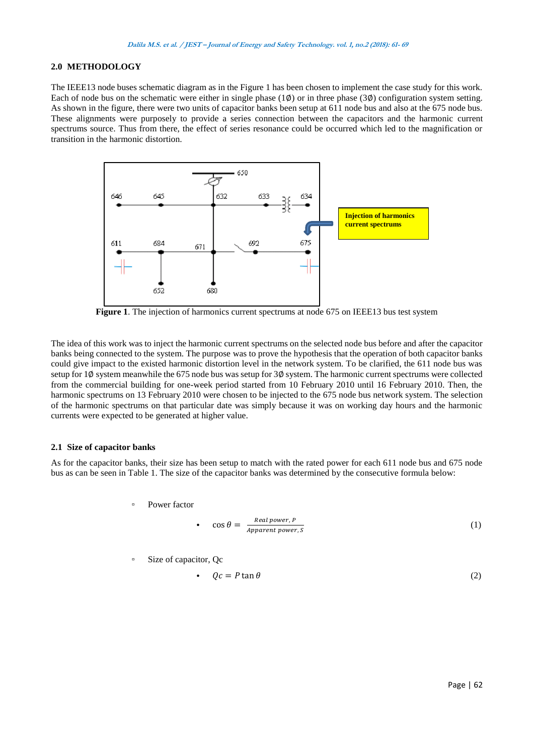## 2.0 METHODOLOGY

The IEEE13 node buses schematic diagram as in the Figure 1 has been chosen to implement the case study for this work. Each of node bus on the schematic were either in single phase (1∅) or in three phase (3∅) configuration system setting. As shown in the figure, there were two units of capacitor banks been setup at 611 node bus and also at the 675 node bus. These alignments were purposely to provide a series connection between the capacitors and the harmonic current spectrums source. Thus from there, the effect of series resonance could be occurred which led to the magnification or transition in the harmonic distortion.

**Figure 1**. The injection of harmonics current spectrums at node 675 on IEEE13 bus test system

The idea of this work was to inject the harmonic current spectrums on the selected node bus before and after the capacitor banks being connected to the system. The purpose was to prove the hypothesis that the operation of both capacitor banks could give impact to the existed harmonic distortion level in the network system. To be clarified, the 611 node bus was setup for 1∅ system meanwhile the 675 node bus was setup for 3∅ system. The harmonic current spectrums were collected from the commercial building for one-week period started from 10 February 2010 until 16 February 2010. Then, the harmonic spectrums on 13 February 2010 were chosen to be injected to the 675 node bus network system. The selection of the harmonic spectrums on that particular date was simply because it was on working day hours and the harmonic currents were expected to be generated at higher value.

### 2.1 Size of capacitor banks

As for the capacitor banks, their size has been setup to match with the rated power for each 611 node bus and 675 node bus as can be seen in Table 1. The size of the capacitor banks was determined by the consecutive formula below:

- Power factor
  - $$\cos\theta = \frac{Real\ power,\ P}{Apparent\ power,\ S} \tag{1}$$
- Size of capacitor, Qc
  - $$Qc = P\tan\theta \tag{2}$$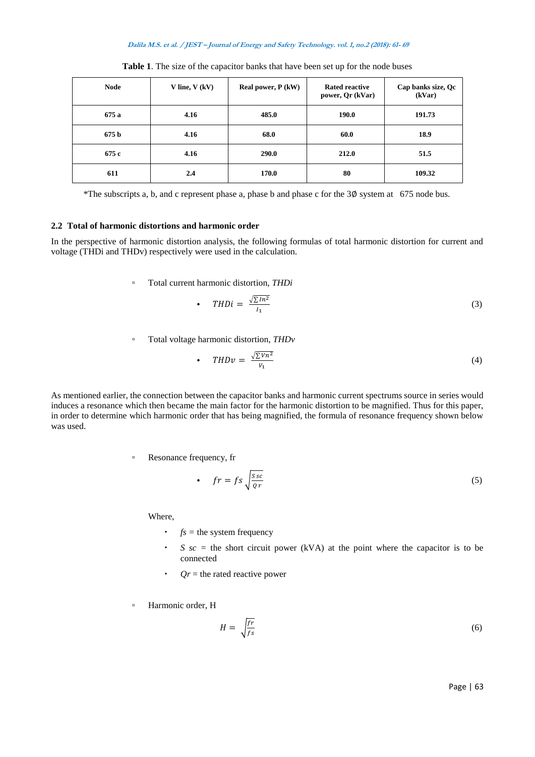**Table 1**. The size of the capacitor banks that have been set up for the node buses

| Node | V line, V (kV) | Real power, P (kW) | Rated reactive power, Qr (kVar) | Cap banks size, Qc (kVar) |
|---|---|---|---|---|
| 675 a | 4.16 | 485.0 | 190.0 | 191.73 |
| 675 b | 4.16 | 68.0 | 60.0 | 18.9 |
| 675 c | 4.16 | 290.0 | 212.0 | 51.5 |
| 611 | 2.4 | 170.0 | 80 | 109.32 |

*The subscripts a, b, and c represent phase a, phase b and phase c for the 3∅ system at 675 node bus.

### 2.2 Total of harmonic distortions and harmonic order

In the perspective of harmonic distortion analysis, the following formulas of total harmonic distortion for current and voltage (THDi and THDv) respectively were used in the calculation.

- Total current harmonic distortion, *THDi*
  - $$THDi = \frac{\sqrt{\sum In^2}}{I_1} \quad (3)$$

- Total voltage harmonic distortion, *THDv*
  - $$THDv = \frac{\sqrt{\sum Vn^2}}{V_1} \quad (4)$$

As mentioned earlier, the connection between the capacitor banks and harmonic current spectrums source in series would induces a resonance which then became the main factor for the harmonic distortion to be magnified. Thus for this paper, in order to determine which harmonic order that has being magnified, the formula of resonance frequency shown below was used.

- Resonance frequency, fr
  - $$fr = fs\sqrt{\frac{S\,sc}{Q\,r}} \quad (5)$$

  Where,

  - $fs$ = the system frequency
  - $S\,sc$ = the short circuit power (kVA) at the point where the capacitor is to be connected
  - $Qr$ = the rated reactive power

- Harmonic order, H

$$H = \sqrt{\frac{fr}{fs}} \quad (6)$$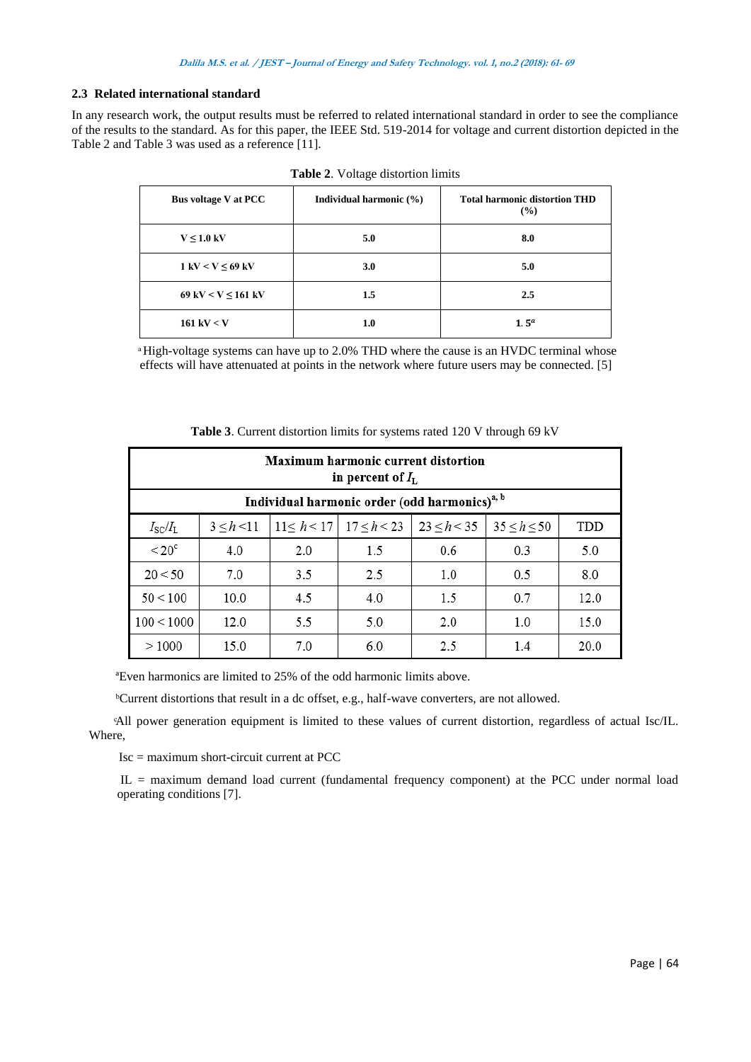### 2.3 Related international standard

In any research work, the output results must be referred to related international standard in order to see the compliance of the results to the standard. As for this paper, the IEEE Std. 519-2014 for voltage and current distortion depicted in the Table 2 and Table 3 was used as a reference [11].

**Table 2**. Voltage distortion limits

| Bus voltage V at PCC | Individual harmonic (%) | Total harmonic distortion THD (%) |
|---|---|---|
| V ≤ 1.0 kV | 5.0 | 8.0 |
| 1 kV < V ≤ 69 kV | 3.0 | 5.0 |
| 69 kV < V ≤ 161 kV | 1.5 | 2.5 |
| 161 kV < V | 1.0 | 1.5[a] |

[a] High-voltage systems can have up to 2.0% THD where the cause is an HVDC terminal whose effects will have attenuated at points in the network where future users may be connected. [5]

**Table 3**. Current distortion limits for systems rated 120 V through 69 kV

| Maximum harmonic current distortion in percent of $I_L$ | | | | | | |
|---|---|---|---|---|---|---|
| Individual harmonic order (odd harmonics)[a, b] | | | | | | |
| $I_{SC}/I_L$ | $3 \le h < 11$ | $11 \le h < 17$ | $17 \le h < 23$ | $23 \le h < 35$ | $35 \le h \le 50$ | TDD |
| < 20[c] | 4.0 | 2.0 | 1.5 | 0.6 | 0.3 | 5.0 |
| 20 < 50 | 7.0 | 3.5 | 2.5 | 1.0 | 0.5 | 8.0 |
| 50 < 100 | 10.0 | 4.5 | 4.0 | 1.5 | 0.7 | 12.0 |
| 100 < 1000 | 12.0 | 5.5 | 5.0 | 2.0 | 1.0 | 15.0 |
| > 1000 | 15.0 | 7.0 | 6.0 | 2.5 | 1.4 | 20.0 |

[a] Even harmonics are limited to 25% of the odd harmonic limits above.

[b] Current distortions that result in a dc offset, e.g., half-wave converters, are not allowed.

[c] All power generation equipment is limited to these values of current distortion, regardless of actual Isc/IL. Where,

Isc = maximum short-circuit current at PCC

IL = maximum demand load current (fundamental frequency component) at the PCC under normal load operating conditions [7].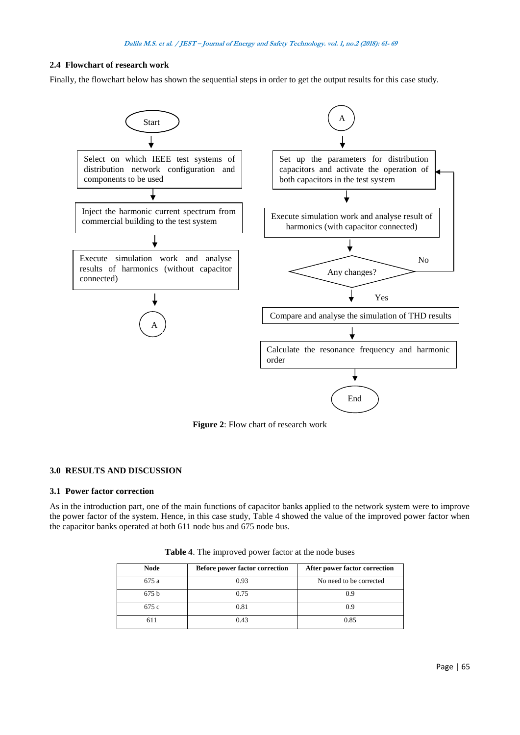### 2.4 Flowchart of research work

Finally, the flowchart below has shown the sequential steps in order to get the output results for this case study.

Start

Select on which IEEE test systems of distribution network configuration and components to be used

Inject the harmonic current spectrum from commercial building to the test system

Execute simulation work and analyse results of harmonics (without capacitor connected)

A

A

Set up the parameters for distribution capacitors and activate the operation of both capacitors in the test system

Execute simulation work and analyse result of harmonics (with capacitor connected)

Any changes? (No / Yes)

Compare and analyse the simulation of THD results

Calculate the resonance frequency and harmonic order

End

**Figure 2**: Flow chart of research work

## 3.0 RESULTS AND DISCUSSION

### 3.1 Power factor correction

As in the introduction part, one of the main functions of capacitor banks applied to the network system were to improve the power factor of the system. Hence, in this case study, Table 4 showed the value of the improved power factor when the capacitor banks operated at both 611 node bus and 675 node bus.

**Table 4**. The improved power factor at the node buses

| Node | Before power factor correction | After power factor correction |
|---|---|---|
| 675 a | 0.93 | No need to be corrected |
| 675 b | 0.75 | 0.9 |
| 675 c | 0.81 | 0.9 |
| 611 | 0.43 | 0.85 |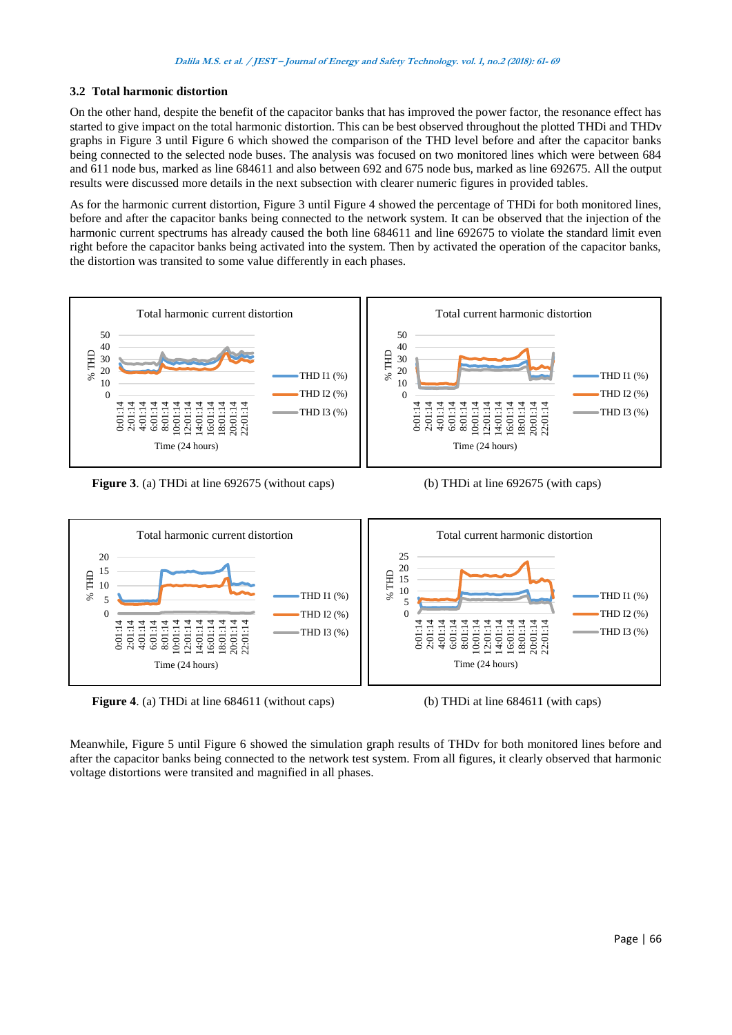### 3.2 Total harmonic distortion

On the other hand, despite the benefit of the capacitor banks that has improved the power factor, the resonance effect has started to give impact on the total harmonic distortion. This can be best observed throughout the plotted THDi and THDv graphs in Figure 3 until Figure 6 which showed the comparison of the THD level before and after the capacitor banks being connected to the selected node buses. The analysis was focused on two monitored lines which were between 684 and 611 node bus, marked as line 684611 and also between 692 and 675 node bus, marked as line 692675. All the output results were discussed more details in the next subsection with clearer numeric figures in provided tables.

As for the harmonic current distortion, Figure 3 until Figure 4 showed the percentage of THDi for both monitored lines, before and after the capacitor banks being connected to the network system. It can be observed that the injection of the harmonic current spectrums has already caused the both line 684611 and line 692675 to violate the standard limit even right before the capacitor banks being activated into the system. Then by activated the operation of the capacitor banks, the distortion was transited to some value differently in each phases.

**Figure 3**. (a) THDi at line 692675 (without caps) (b) THDi at line 692675 (with caps)

**Figure 4**. (a) THDi at line 684611 (without caps) (b) THDi at line 684611 (with caps)

Meanwhile, Figure 5 until Figure 6 showed the simulation graph results of THDv for both monitored lines before and after the capacitor banks being connected to the network test system. From all figures, it clearly observed that harmonic voltage distortions were transited and magnified in all phases.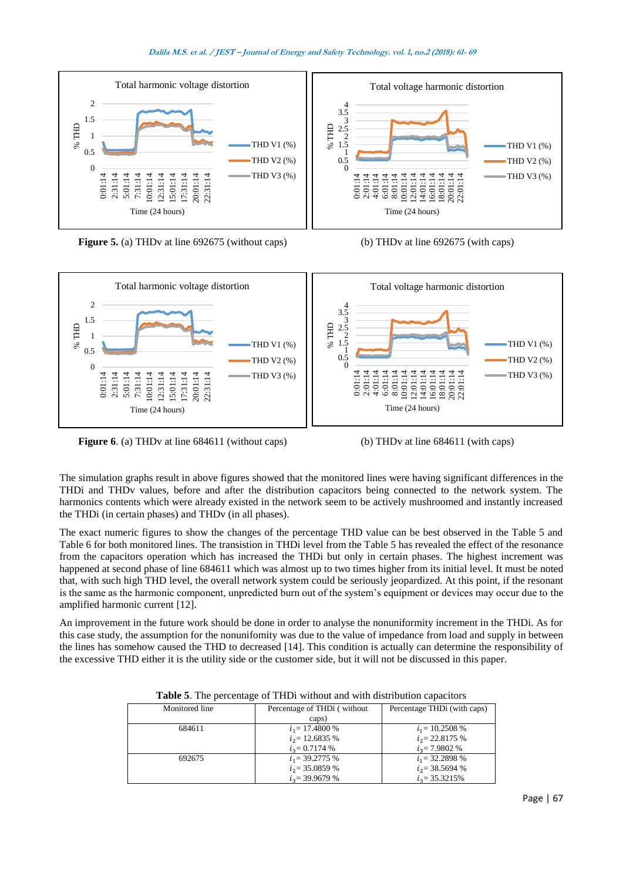Figure 5. (a) THDv at line 692675 (without caps) (b) THDv at line 692675 (with caps)

Figure 6. (a) THDv at line 684611 (without caps) (b) THDv at line 684611 (with caps)

The simulation graphs result in above figures showed that the monitored lines were having significant differences in the THDi and THDv values, before and after the distribution capacitors being connected to the network system. The harmonics contents which were already existed in the network seem to be actively mushroomed and instantly increased the THDi (in certain phases) and THDv (in all phases).

The exact numeric figures to show the changes of the percentage THD value can be best observed in the Table 5 and Table 6 for both monitored lines. The transistion in THDi level from the Table 5 has revealed the effect of the resonance from the capacitors operation which has increased the THDi but only in certain phases. The highest increment was happened at second phase of line 684611 which was almost up to two times higher from its initial level. It must be noted that, with such high THD level, the overall network system could be seriously jeopardized. At this point, if the resonant is the same as the harmonic component, unpredicted burn out of the system's equipment or devices may occur due to the amplified harmonic current [12].

An improvement in the future work should be done in order to analyse the nonuniformity increment in the THDi. As for this case study, the assumption for the nonunifomity was due to the value of impedance from load and supply in between the lines has somehow caused the THD to decreased [14]. This condition is actually can determine the responsibility of the excessive THD either it is the utility side or the customer side, but it will not be discussed in this paper.

**Table 5**. The percentage of THDi without and with distribution capacitors

| Monitored line | Percentage of THDi ( without caps) | Percentage THDi (with caps) |
|---|---|---|
| 684611 | $i_1$= 17.4800 %<br>$i_2$= 12.6835 %<br>$i_3$= 0.7174 % | $i_1$= 10.2508 %<br>$i_2$= 22.8175 %<br>$i_3$= 7.9802 % |
| 692675 | $i_1$= 39.2775 %<br>$i_2$= 35.0859 %<br>$i_3$= 39.9679 % | $i_1$= 32.2898 %<br>$i_2$= 38.5694 %<br>$i_3$= 35.3215% |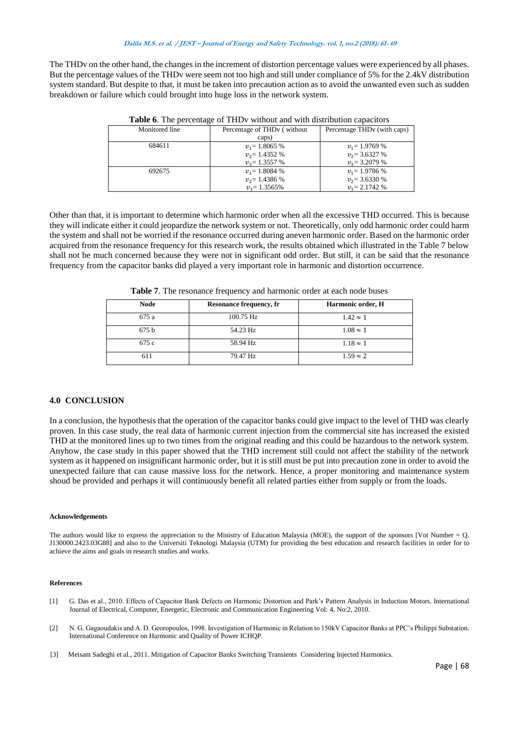The THDv on the other hand, the changes in the increment of distortion percentage values were experienced by all phases. But the percentage values of the THDv were seem not too high and still under compliance of 5% for the 2.4kV distribution system standard. But despite to that, it must be taken into precaution action as to avoid the unwanted even such as sudden breakdown or failure which could brought into huge loss in the network system.

**Table 6**. The percentage of THDv without and with distribution capacitors

| Monitored line | Percentage of THDv ( without caps) | Percentage THDv (with caps) |
|---|---|---|
| 684611 | $v_1$= 1.8065 %<br>$v_2$= 1.4352 %<br>$v_3$= 1.3557 % | $v_1$= 1.9769 %<br>$v_2$= 3.6327 %<br>$v_3$= 3.2079 % |
| 692675 | $v_1$= 1.8084 %<br>$v_2$= 1.4386 %<br>$v_3$= 1.3565% | $v_1$= 1.9786 %<br>$v_2$= 3.6330 %<br>$v_3$= 2.1742 % |

Other than that, it is important to determine which harmonic order when all the excessive THD occurred. This is because they will indicate either it could jeopardize the network system or not. Theoretically, only odd harmonic order could harm the system and shall not be worried if the resonance occurred during aneven harmonic order. Based on the harmonic order acquired from the resonance frequency for this research work, the results obtained which illustrated in the Table 7 below shall not be much concerned because they were not in significant odd order. But still, it can be said that the resonance frequency from the capacitor banks did played a very important role in harmonic and distortion occurrence.

**Table 7**. The resonance frequency and harmonic order at each node buses

| Node | Resonance frequency, fr | Harmonic order, H |
|---|---|---|
| 675 a | 100.75 Hz | $1.42 \approx 1$ |
| 675 b | 54.23 Hz | $1.08 \approx 1$ |
| 675 c | 58.94 Hz | $1.18 \approx 1$ |
| 611 | 79.47 Hz | $1.59 \approx 2$ |

## 4.0 CONCLUSION

In a conclusion, the hypothesis that the operation of the capacitor banks could give impact to the level of THD was clearly proven. In this case study, the real data of harmonic current injection from the commercial site has increased the existed THD at the monitored lines up to two times from the original reading and this could be hazardous to the network system. Anyhow, the case study in this paper showed that the THD increment still could not affect the stability of the network system as it happened on insignificant harmonic order, but it is still must be put into precaution zone in order to avoid the unexpected failure that can cause massive loss for the network. Hence, a proper monitoring and maintenance system shoud be provided and perhaps it will continuously benefit all related parties either from supply or from the loads.

#### Acknowledgements

The authors would like to express the appreciation to the Ministry of Education Malaysia (MOE), the support of the sponsors [Vot Number = Q. J130000.2423.03G88] and also to the Universiti Teknologi Malaysia (UTM) for providing the best education and research facilities in order for to achieve the aims and goals in research studies and works.

#### References

[1] G. Das et al., 2010. Effects of Capacitor Bank Defects on Harmonic Distortion and Park's Pattern Analysis in Induction Motors. International Journal of Electrical, Computer, Energetic, Electronic and Communication Engineering Vol: 4, No:2, 2010.

[2] N. G. Gagaoudakis and A. D. Georopoulos, 1998. Investigation of Harmonic in Relation to 150kV Capacitor Banks at PPC's Philippi Substation. International Conference on Harmonic and Quality of Power ICHQP.

[3] Meisam Sadeghi et al., 2011. Mitigation of Capacitor Banks Switching Transients Considering Injected Harmonics.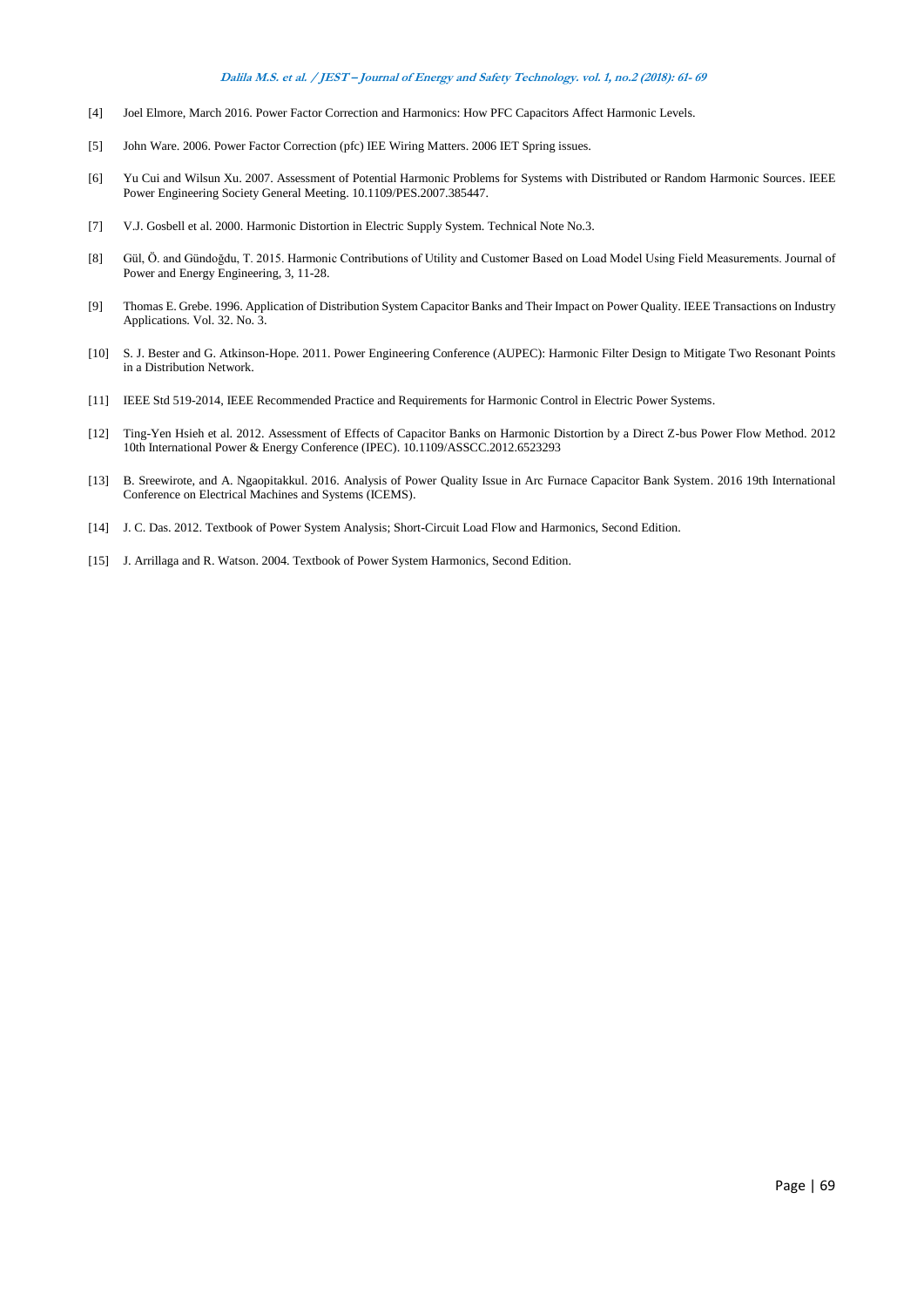[4] Joel Elmore, March 2016. Power Factor Correction and Harmonics: How PFC Capacitors Affect Harmonic Levels.

[5] John Ware. 2006. Power Factor Correction (pfc) IEE Wiring Matters. 2006 IET Spring issues.

[6] Yu Cui and Wilsun Xu. 2007. Assessment of Potential Harmonic Problems for Systems with Distributed or Random Harmonic Sources. IEEE Power Engineering Society General Meeting. 10.1109/PES.2007.385447.

[7] V.J. Gosbell et al. 2000. Harmonic Distortion in Electric Supply System. Technical Note No.3.

[8] Gül, Ö. and Gündoğdu, T. 2015. Harmonic Contributions of Utility and Customer Based on Load Model Using Field Measurements. Journal of Power and Energy Engineering, 3, 11-28.

[9] Thomas E. Grebe. 1996. Application of Distribution System Capacitor Banks and Their Impact on Power Quality. IEEE Transactions on Industry Applications. Vol. 32. No. 3.

[10] S. J. Bester and G. Atkinson-Hope. 2011. Power Engineering Conference (AUPEC): Harmonic Filter Design to Mitigate Two Resonant Points in a Distribution Network.

[11] IEEE Std 519-2014, IEEE Recommended Practice and Requirements for Harmonic Control in Electric Power Systems.

[12] Ting-Yen Hsieh et al. 2012. Assessment of Effects of Capacitor Banks on Harmonic Distortion by a Direct Z-bus Power Flow Method. 2012 10th International Power & Energy Conference (IPEC). 10.1109/ASSCC.2012.6523293

[13] B. Sreewirote, and A. Ngaopitakkul. 2016. Analysis of Power Quality Issue in Arc Furnace Capacitor Bank System. 2016 19th International Conference on Electrical Machines and Systems (ICEMS).

[14] J. C. Das. 2012. Textbook of Power System Analysis; Short-Circuit Load Flow and Harmonics, Second Edition.

[15] J. Arrillaga and R. Watson. 2004. Textbook of Power System Harmonics, Second Edition.